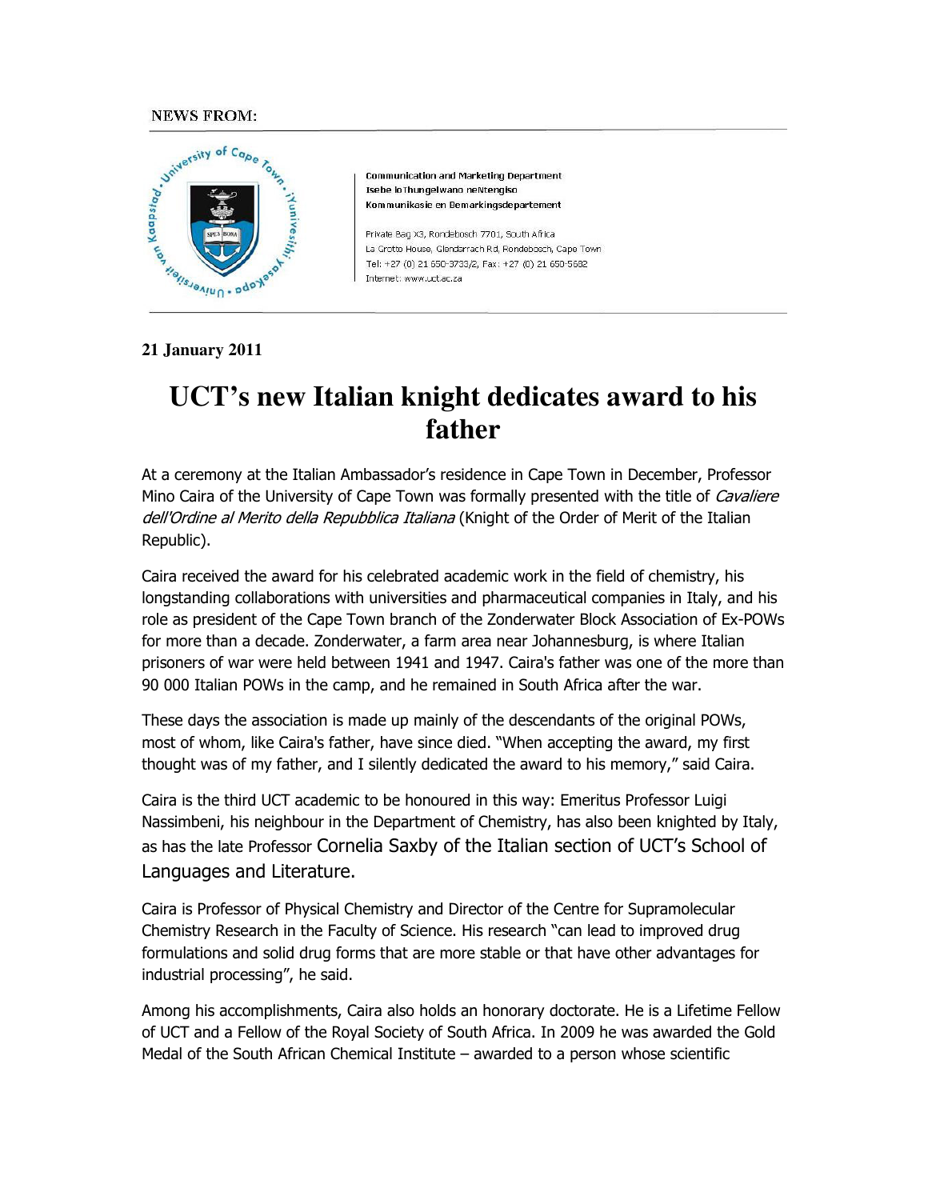NEWS FROM:

Communication and Marketing Department
Isebe loThungelwano neNtengiso
Kommunikasie en Bemarkingsdepartement

Private Bag X3, Rondebosch 7701, South Africa
La Grotto House, Glendarrach Rd, Rondebosch, Cape Town
Tel: +27 (0) 21 650-3733/2, Fax: +27 (0) 21 650-5682
Internet: www.uct.ac.za

**21 January 2011**

# UCT's new Italian knight dedicates award to his father

At a ceremony at the Italian Ambassador's residence in Cape Town in December, Professor Mino Caira of the University of Cape Town was formally presented with the title of *Cavaliere dell'Ordine al Merito della Repubblica Italiana* (Knight of the Order of Merit of the Italian Republic).

Caira received the award for his celebrated academic work in the field of chemistry, his longstanding collaborations with universities and pharmaceutical companies in Italy, and his role as president of the Cape Town branch of the Zonderwater Block Association of Ex-POWs for more than a decade. Zonderwater, a farm area near Johannesburg, is where Italian prisoners of war were held between 1941 and 1947. Caira's father was one of the more than 90 000 Italian POWs in the camp, and he remained in South Africa after the war.

These days the association is made up mainly of the descendants of the original POWs, most of whom, like Caira's father, have since died. "When accepting the award, my first thought was of my father, and I silently dedicated the award to his memory," said Caira.

Caira is the third UCT academic to be honoured in this way: Emeritus Professor Luigi Nassimbeni, his neighbour in the Department of Chemistry, has also been knighted by Italy, as has the late Professor Cornelia Saxby of the Italian section of UCT's School of Languages and Literature.

Caira is Professor of Physical Chemistry and Director of the Centre for Supramolecular Chemistry Research in the Faculty of Science. His research "can lead to improved drug formulations and solid drug forms that are more stable or that have other advantages for industrial processing", he said.

Among his accomplishments, Caira also holds an honorary doctorate. He is a Lifetime Fellow of UCT and a Fellow of the Royal Society of South Africa. In 2009 he was awarded the Gold Medal of the South African Chemical Institute – awarded to a person whose scientific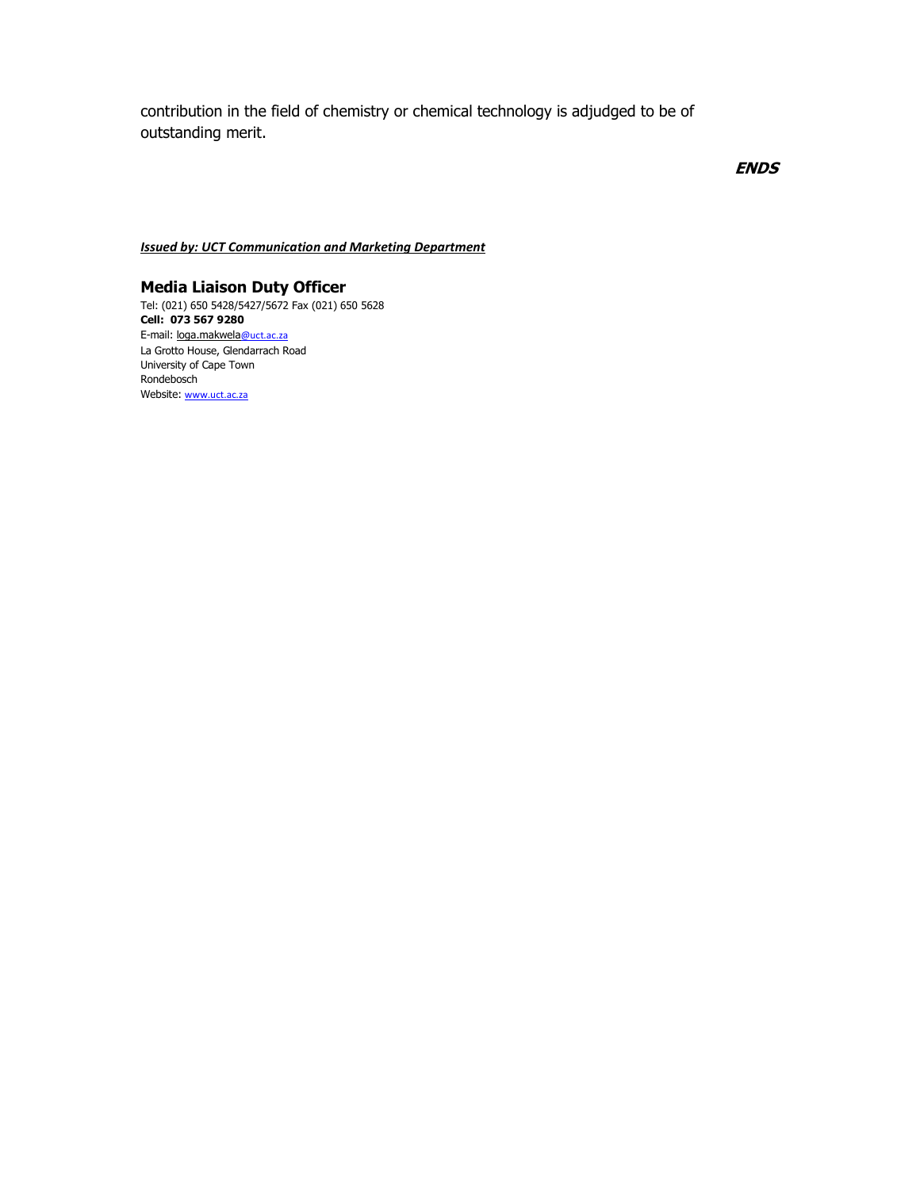contribution in the field of chemistry or chemical technology is adjudged to be of outstanding merit.

***ENDS***

***Issued by: UCT Communication and Marketing Department***

**Media Liaison Duty Officer**

Tel: (021) 650 5428/5427/5672 Fax (021) 650 5628
**Cell: 073 567 9280**
E-mail: loga.makwela@uct.ac.za
La Grotto House, Glendarrach Road
University of Cape Town
Rondebosch
Website: www.uct.ac.za